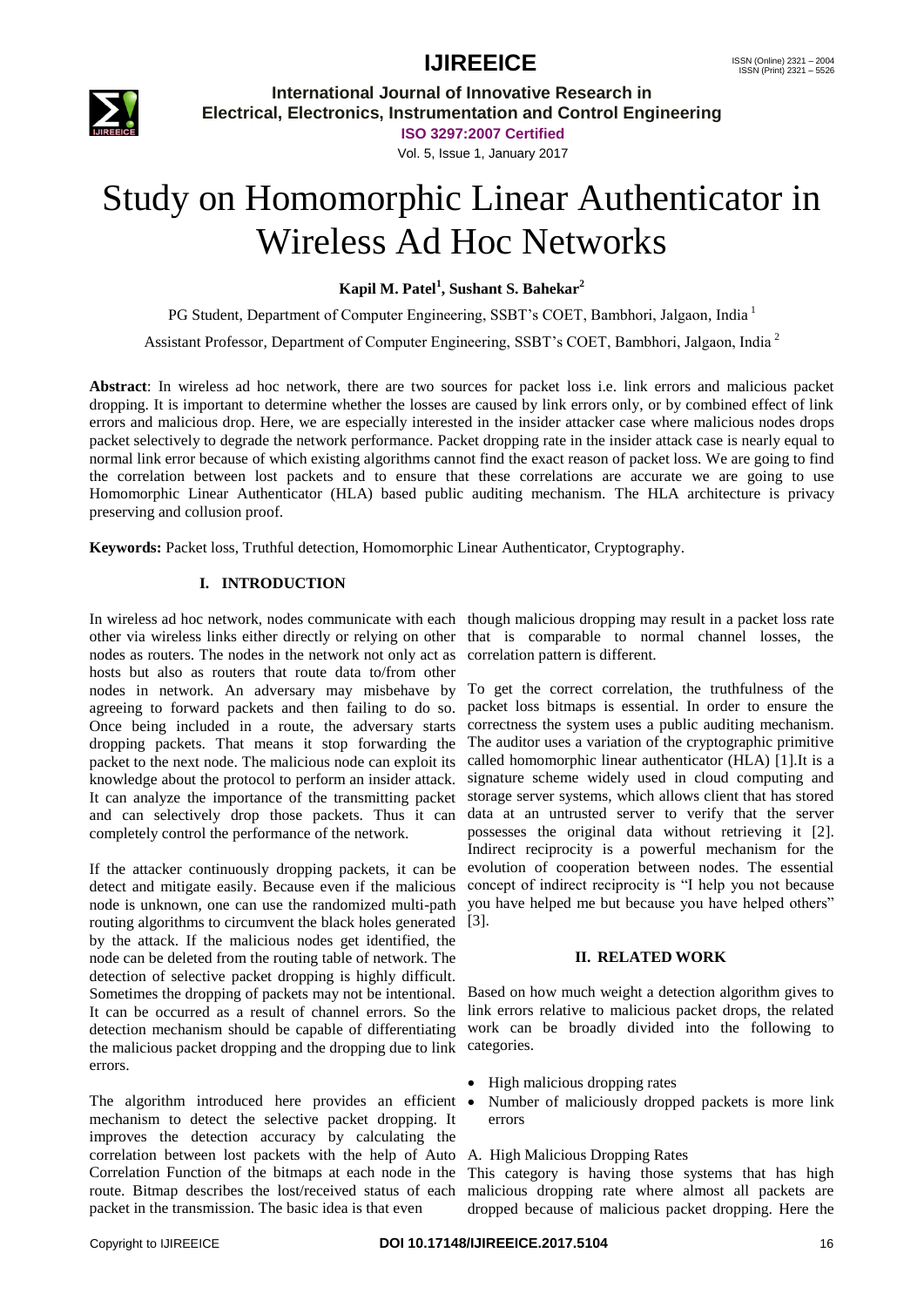# Study on Homomorphic Linear Authenticator in Wireless Ad Hoc Networks

**Kapil M. Patel[1], Sushant S. Bahekar[2]**

PG Student, Department of Computer Engineering, SSBT's COET, Bambhori, Jalgaon, India [1]

Assistant Professor, Department of Computer Engineering, SSBT's COET, Bambhori, Jalgaon, India [2]

**Abstract**: In wireless ad hoc network, there are two sources for packet loss i.e. link errors and malicious packet dropping. It is important to determine whether the losses are caused by link errors only, or by combined effect of link errors and malicious drop. Here, we are especially interested in the insider attacker case where malicious nodes drops packet selectively to degrade the network performance. Packet dropping rate in the insider attack case is nearly equal to normal link error because of which existing algorithms cannot find the exact reason of packet loss. We are going to find the correlation between lost packets and to ensure that these correlations are accurate we are going to use Homomorphic Linear Authenticator (HLA) based public auditing mechanism. The HLA architecture is privacy preserving and collusion proof.

**Keywords:** Packet loss, Truthful detection, Homomorphic Linear Authenticator, Cryptography.

## I. INTRODUCTION

In wireless ad hoc network, nodes communicate with each other via wireless links either directly or relying on other nodes as routers. The nodes in the network not only act as hosts but also as routers that route data to/from other nodes in network. An adversary may misbehave by agreeing to forward packets and then failing to do so. Once being included in a route, the adversary starts dropping packets. That means it stop forwarding the packet to the next node. The malicious node can exploit its knowledge about the protocol to perform an insider attack. It can analyze the importance of the transmitting packet and can selectively drop those packets. Thus it can completely control the performance of the network.

If the attacker continuously dropping packets, it can be detect and mitigate easily. Because even if the malicious node is unknown, one can use the randomized multi-path routing algorithms to circumvent the black holes generated by the attack. If the malicious nodes get identified, the node can be deleted from the routing table of network. The detection of selective packet dropping is highly difficult. Sometimes the dropping of packets may not be intentional. It can be occurred as a result of channel errors. So the detection mechanism should be capable of differentiating the malicious packet dropping and the dropping due to link errors.

The algorithm introduced here provides an efficient mechanism to detect the selective packet dropping. It improves the detection accuracy by calculating the correlation between lost packets with the help of Auto Correlation Function of the bitmaps at each node in the route. Bitmap describes the lost/received status of each packet in the transmission. The basic idea is that even though malicious dropping may result in a packet loss rate that is comparable to normal channel losses, the correlation pattern is different.

To get the correct correlation, the truthfulness of the packet loss bitmaps is essential. In order to ensure the correctness the system uses a public auditing mechanism. The auditor uses a variation of the cryptographic primitive called homomorphic linear authenticator (HLA) [1].It is a signature scheme widely used in cloud computing and storage server systems, which allows client that has stored data at an untrusted server to verify that the server possesses the original data without retrieving it [2]. Indirect reciprocity is a powerful mechanism for the evolution of cooperation between nodes. The essential concept of indirect reciprocity is "I help you not because you have helped me but because you have helped others" [3].

## II. RELATED WORK

Based on how much weight a detection algorithm gives to link errors relative to malicious packet drops, the related work can be broadly divided into the following to categories.

- High malicious dropping rates
- Number of maliciously dropped packets is more link errors

A. High Malicious Dropping Rates

This category is having those systems that has high malicious dropping rate where almost all packets are dropped because of malicious packet dropping. Here the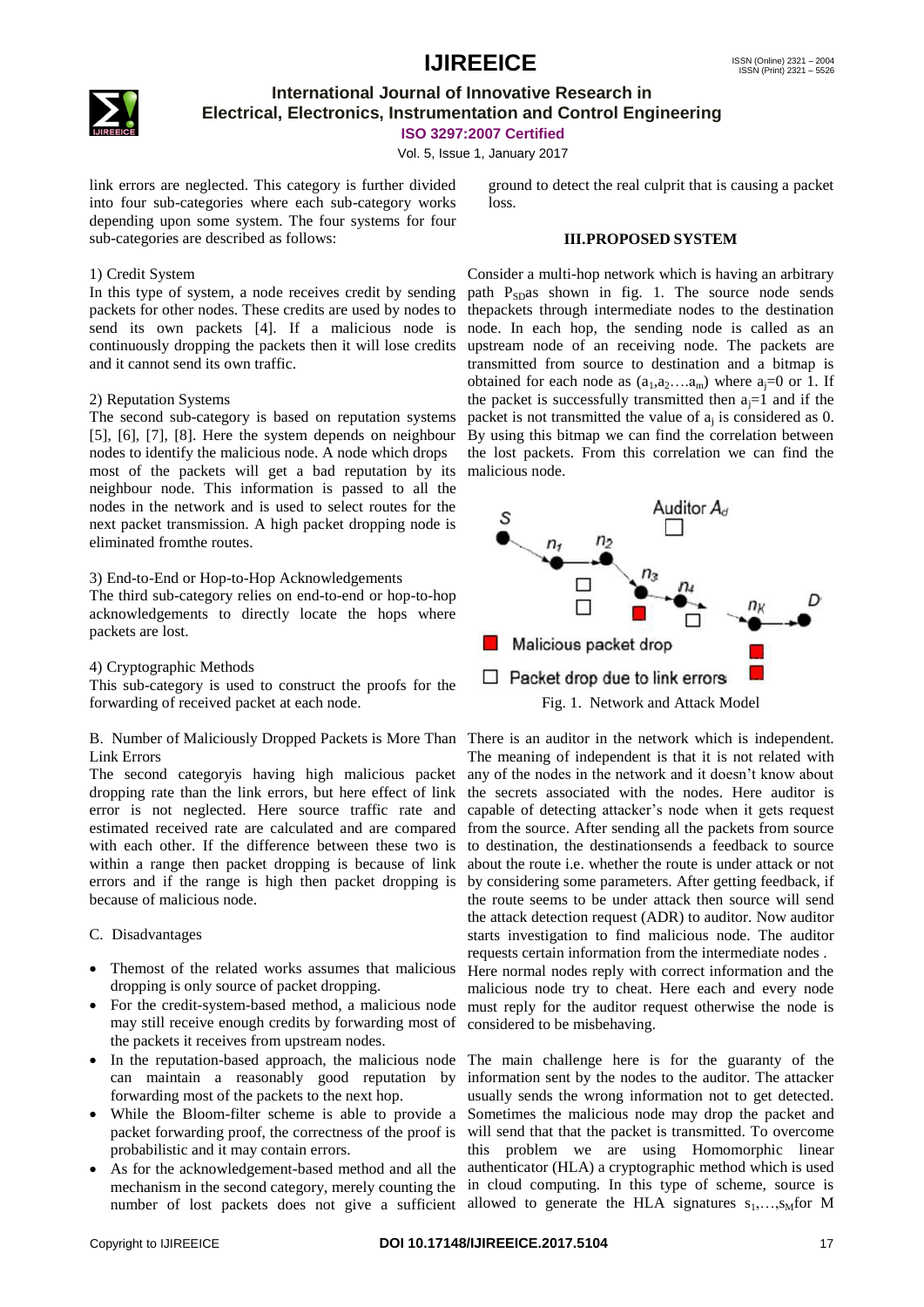link errors are neglected. This category is further divided into four sub-categories where each sub-category works depending upon some system. The four systems for four sub-categories are described as follows:

1) Credit System

In this type of system, a node receives credit by sending packets for other nodes. These credits are used by nodes to send its own packets [4]. If a malicious node is continuously dropping the packets then it will lose credits and it cannot send its own traffic.

2) Reputation Systems

The second sub-category is based on reputation systems [5], [6], [7], [8]. Here the system depends on neighbour nodes to identify the malicious node. A node which drops most of the packets will get a bad reputation by its neighbour node. This information is passed to all the nodes in the network and is used to select routes for the next packet transmission. A high packet dropping node is eliminated fromthe routes.

3) End-to-End or Hop-to-Hop Acknowledgements

The third sub-category relies on end-to-end or hop-to-hop acknowledgements to directly locate the hops where packets are lost.

4) Cryptographic Methods

This sub-category is used to construct the proofs for the forwarding of received packet at each node.

B. Number of Maliciously Dropped Packets is More Than Link Errors

The second categoryis having high malicious packet dropping rate than the link errors, but here effect of link error is not neglected. Here source traffic rate and estimated received rate are calculated and are compared with each other. If the difference between these two is within a range then packet dropping is because of link errors and if the range is high then packet dropping is because of malicious node.

C. Disadvantages

- Themost of the related works assumes that malicious dropping is only source of packet dropping.
- For the credit-system-based method, a malicious node may still receive enough credits by forwarding most of the packets it receives from upstream nodes.
- In the reputation-based approach, the malicious node can maintain a reasonably good reputation by forwarding most of the packets to the next hop.
- While the Bloom-filter scheme is able to provide a packet forwarding proof, the correctness of the proof is probabilistic and it may contain errors.
- As for the acknowledgement-based method and all the mechanism in the second category, merely counting the number of lost packets does not give a sufficient ground to detect the real culprit that is causing a packet loss.

## III.PROPOSED SYSTEM

Consider a multi-hop network which is having an arbitrary path $P_{SD}$as shown in fig. 1. The source node sends thepackets through intermediate nodes to the destination node. In each hop, the sending node is called as an upstream node of an receiving node. The packets are transmitted from source to destination and a bitmap is obtained for each node as $(a_1,a_2....a_m)$ where $a_j$=0 or 1. If the packet is successfully transmitted then $a_j$=1 and if the packet is not transmitted the value of $a_j$ is considered as 0. By using this bitmap we can find the correlation between the lost packets. From this correlation we can find the malicious node.

Fig. 1. Network and Attack Model

There is an auditor in the network which is independent. The meaning of independent is that it is not related with any of the nodes in the network and it doesn't know about the secrets associated with the nodes. Here auditor is capable of detecting attacker's node when it gets request from the source. After sending all the packets from source to destination, the destinationsends a feedback to source about the route i.e. whether the route is under attack or not by considering some parameters. After getting feedback, if the route seems to be under attack then source will send the attack detection request (ADR) to auditor. Now auditor starts investigation to find malicious node. The auditor requests certain information from the intermediate nodes . Here normal nodes reply with correct information and the malicious node try to cheat. Here each and every node must reply for the auditor request otherwise the node is considered to be misbehaving.

The main challenge here is for the guaranty of the information sent by the nodes to the auditor. The attacker usually sends the wrong information not to get detected. Sometimes the malicious node may drop the packet and will send that that the packet is transmitted. To overcome this problem we are using Homomorphic linear authenticator (HLA) a cryptographic method which is used in cloud computing. In this type of scheme, source is allowed to generate the HLA signatures $s_1,\ldots,s_M$for M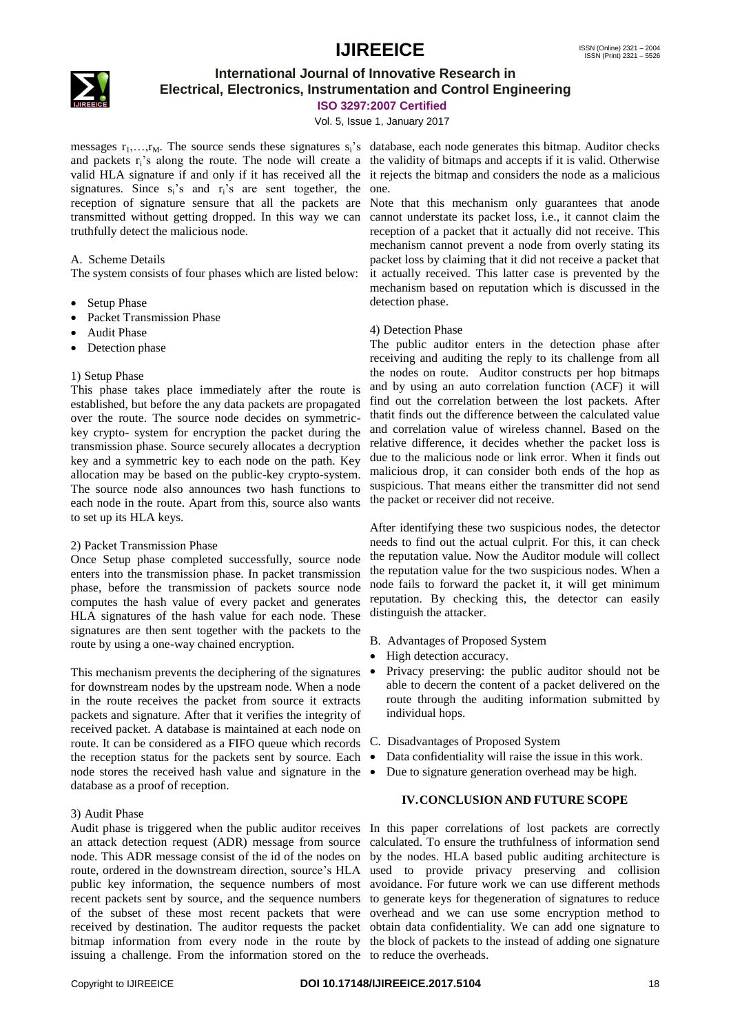messages $r_1,\ldots,r_M$. The source sends these signatures $s_i$'s and packets $r_i$'s along the route. The node will create a valid HLA signature if and only if it has received all the signatures. Since $s_i$'s and $r_i$'s are sent together, the reception of signature sensure that all the packets are transmitted without getting dropped. In this way we can truthfully detect the malicious node.

### A. Scheme Details

The system consists of four phases which are listed below:

- Setup Phase
- Packet Transmission Phase
- Audit Phase
- Detection phase

#### 1) Setup Phase

This phase takes place immediately after the route is established, but before the any data packets are propagated over the route. The source node decides on symmetric-key crypto- system for encryption the packet during the transmission phase. Source securely allocates a decryption key and a symmetric key to each node on the path. Key allocation may be based on the public-key crypto-system. The source node also announces two hash functions to each node in the route. Apart from this, source also wants to set up its HLA keys.

#### 2) Packet Transmission Phase

Once Setup phase completed successfully, source node enters into the transmission phase. In packet transmission phase, before the transmission of packets source node computes the hash value of every packet and generates HLA signatures of the hash value for each node. These signatures are then sent together with the packets to the route by using a one-way chained encryption.

This mechanism prevents the deciphering of the signatures for downstream nodes by the upstream node. When a node in the route receives the packet from source it extracts packets and signature. After that it verifies the integrity of received packet. A database is maintained at each node on route. It can be considered as a FIFO queue which records the reception status for the packets sent by source. Each node stores the received hash value and signature in the database as a proof of reception.

#### 3) Audit Phase

Audit phase is triggered when the public auditor receives an attack detection request (ADR) message from source node. This ADR message consist of the id of the nodes on route, ordered in the downstream direction, source's HLA public key information, the sequence numbers of most recent packets sent by source, and the sequence numbers of the subset of these most recent packets that were received by destination. The auditor requests the packet bitmap information from every node in the route by issuing a challenge. From the information stored on the database, each node generates this bitmap. Auditor checks the validity of bitmaps and accepts if it is valid. Otherwise it rejects the bitmap and considers the node as a malicious one.

Note that this mechanism only guarantees that anode cannot understate its packet loss, i.e., it cannot claim the reception of a packet that it actually did not receive. This mechanism cannot prevent a node from overly stating its packet loss by claiming that it did not receive a packet that it actually received. This latter case is prevented by the mechanism based on reputation which is discussed in the detection phase.

#### 4) Detection Phase

The public auditor enters in the detection phase after receiving and auditing the reply to its challenge from all the nodes on route. Auditor constructs per hop bitmaps and by using an auto correlation function (ACF) it will find out the correlation between the lost packets. After thatit finds out the difference between the calculated value and correlation value of wireless channel. Based on the relative difference, it decides whether the packet loss is due to the malicious node or link error. When it finds out malicious drop, it can consider both ends of the hop as suspicious. That means either the transmitter did not send the packet or receiver did not receive.

After identifying these two suspicious nodes, the detector needs to find out the actual culprit. For this, it can check the reputation value. Now the Auditor module will collect the reputation value for the two suspicious nodes. When a node fails to forward the packet it, it will get minimum reputation. By checking this, the detector can easily distinguish the attacker.

### B. Advantages of Proposed System

- High detection accuracy.
- Privacy preserving: the public auditor should not be able to decern the content of a packet delivered on the route through the auditing information submitted by individual hops.

### C. Disadvantages of Proposed System

- Data confidentiality will raise the issue in this work.
- Due to signature generation overhead may be high.

## IV. CONCLUSION AND FUTURE SCOPE

In this paper correlations of lost packets are correctly calculated. To ensure the truthfulness of information send by the nodes. HLA based public auditing architecture is used to provide privacy preserving and collision avoidance. For future work we can use different methods to generate keys for thegeneration of signatures to reduce overhead and we can use some encryption method to obtain data confidentiality. We can add one signature to the block of packets to the instead of adding one signature to reduce the overheads.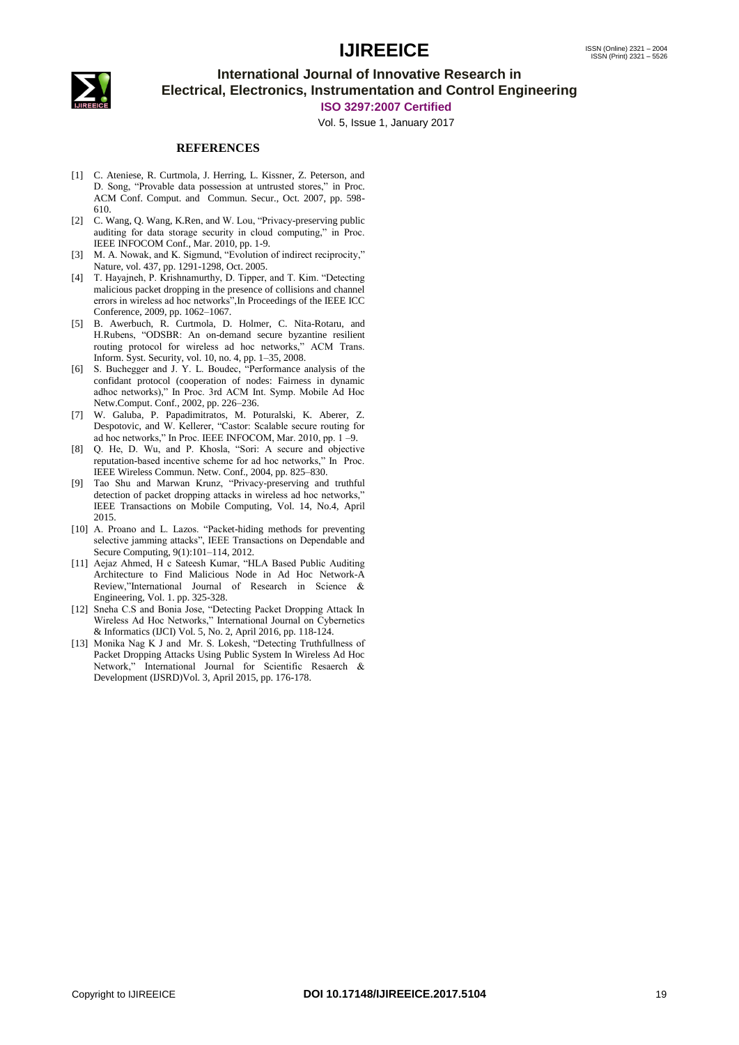## REFERENCES

[1] C. Ateniese, R. Curtmola, J. Herring, L. Kissner, Z. Peterson, and D. Song, "Provable data possession at untrusted stores," in Proc. ACM Conf. Comput. and Commun. Secur., Oct. 2007, pp. 598-610.

[2] C. Wang, Q. Wang, K.Ren, and W. Lou, "Privacy-preserving public auditing for data storage security in cloud computing," in Proc. IEEE INFOCOM Conf., Mar. 2010, pp. 1-9.

[3] M. A. Nowak, and K. Sigmund, "Evolution of indirect reciprocity," Nature, vol. 437, pp. 1291-1298, Oct. 2005.

[4] T. Hayajneh, P. Krishnamurthy, D. Tipper, and T. Kim. "Detecting malicious packet dropping in the presence of collisions and channel errors in wireless ad hoc networks",In Proceedings of the IEEE ICC Conference, 2009, pp. 1062–1067.

[5] B. Awerbuch, R. Curtmola, D. Holmer, C. Nita-Rotaru, and H.Rubens, "ODSBR: An on-demand secure byzantine resilient routing protocol for wireless ad hoc networks," ACM Trans. Inform. Syst. Security, vol. 10, no. 4, pp. 1–35, 2008.

[6] S. Buchegger and J. Y. L. Boudec, "Performance analysis of the confidant protocol (cooperation of nodes: Fairness in dynamic adhoc networks)," In Proc. 3rd ACM Int. Symp. Mobile Ad Hoc Netw.Comput. Conf., 2002, pp. 226–236.

[7] W. Galuba, P. Papadimitratos, M. Poturalski, K. Aberer, Z. Despotovic, and W. Kellerer, "Castor: Scalable secure routing for ad hoc networks," In Proc. IEEE INFOCOM, Mar. 2010, pp. 1 –9.

[8] Q. He, D. Wu, and P. Khosla, "Sori: A secure and objective reputation-based incentive scheme for ad hoc networks," In Proc. IEEE Wireless Commun. Netw. Conf., 2004, pp. 825–830.

[9] Tao Shu and Marwan Krunz, "Privacy-preserving and truthful detection of packet dropping attacks in wireless ad hoc networks," IEEE Transactions on Mobile Computing, Vol. 14, No.4, April 2015.

[10] A. Proano and L. Lazos. "Packet-hiding methods for preventing selective jamming attacks", IEEE Transactions on Dependable and Secure Computing, 9(1):101–114, 2012.

[11] Aejaz Ahmed, H c Sateesh Kumar, "HLA Based Public Auditing Architecture to Find Malicious Node in Ad Hoc Network-A Review,"International Journal of Research in Science & Engineering, Vol. 1. pp. 325-328.

[12] Sneha C.S and Bonia Jose, "Detecting Packet Dropping Attack In Wireless Ad Hoc Networks," International Journal on Cybernetics & Informatics (IJCI) Vol. 5, No. 2, April 2016, pp. 118-124.

[13] Monika Nag K J and Mr. S. Lokesh, "Detecting Truthfullness of Packet Dropping Attacks Using Public System In Wireless Ad Hoc Network," International Journal for Scientific Resaerch & Development (IJSRD)Vol. 3, April 2015, pp. 176-178.